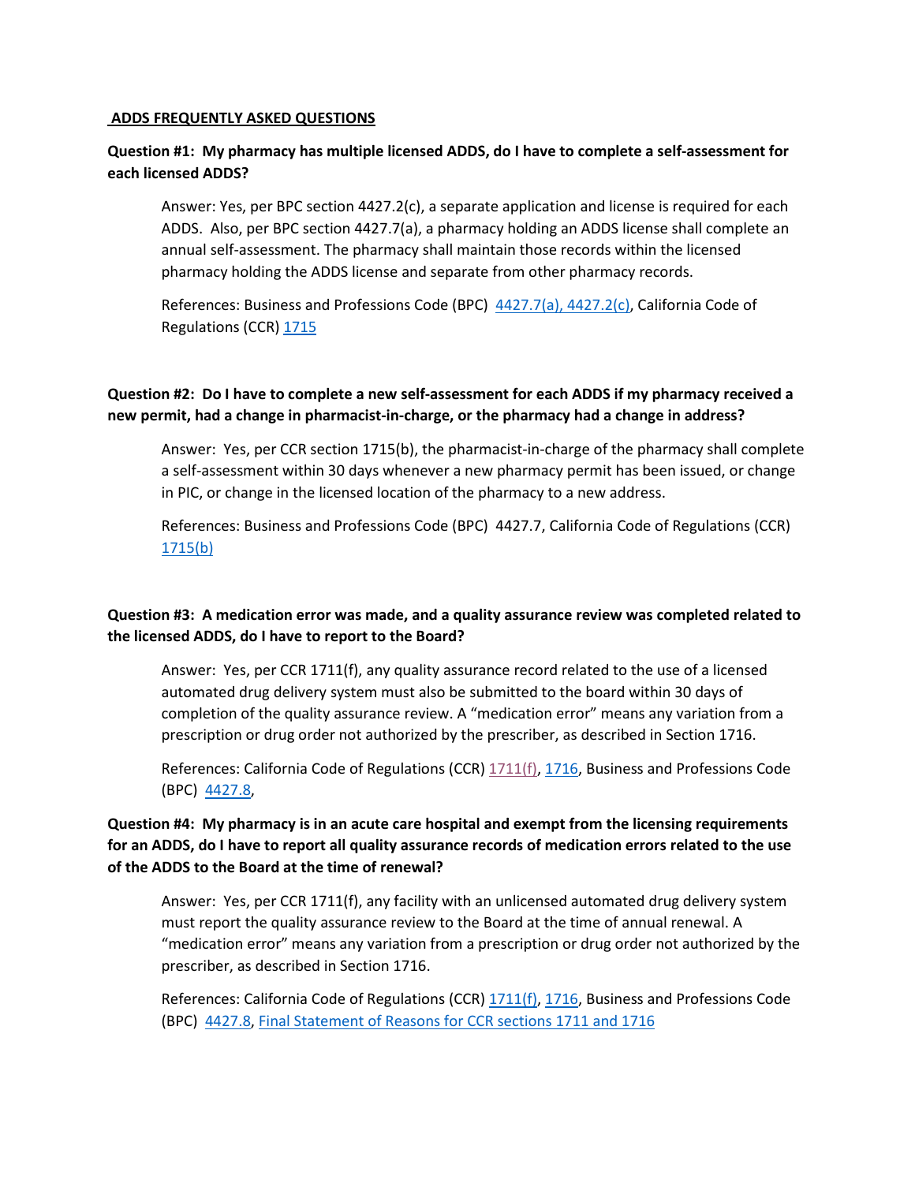## ADDS FREQUENTLY ASKED QUESTIONS

**Question #1: My pharmacy has multiple licensed ADDS, do I have to complete a self-assessment for each licensed ADDS?**

Answer: Yes, per BPC section 4427.2(c), a separate application and license is required for each ADDS. Also, per BPC section 4427.7(a), a pharmacy holding an ADDS license shall complete an annual self-assessment. The pharmacy shall maintain those records within the licensed pharmacy holding the ADDS license and separate from other pharmacy records.

References: Business and Professions Code (BPC) 4427.7(a), 4427.2(c), California Code of Regulations (CCR) 1715

**Question #2: Do I have to complete a new self-assessment for each ADDS if my pharmacy received a new permit, had a change in pharmacist-in-charge, or the pharmacy had a change in address?**

Answer: Yes, per CCR section 1715(b), the pharmacist-in-charge of the pharmacy shall complete a self-assessment within 30 days whenever a new pharmacy permit has been issued, or change in PIC, or change in the licensed location of the pharmacy to a new address.

References: Business and Professions Code (BPC) 4427.7, California Code of Regulations (CCR) 1715(b)

**Question #3: A medication error was made, and a quality assurance review was completed related to the licensed ADDS, do I have to report to the Board?**

Answer: Yes, per CCR 1711(f), any quality assurance record related to the use of a licensed automated drug delivery system must also be submitted to the board within 30 days of completion of the quality assurance review. A "medication error" means any variation from a prescription or drug order not authorized by the prescriber, as described in Section 1716.

References: California Code of Regulations (CCR) 1711(f), 1716, Business and Professions Code (BPC) 4427.8,

**Question #4: My pharmacy is in an acute care hospital and exempt from the licensing requirements for an ADDS, do I have to report all quality assurance records of medication errors related to the use of the ADDS to the Board at the time of renewal?**

Answer: Yes, per CCR 1711(f), any facility with an unlicensed automated drug delivery system must report the quality assurance review to the Board at the time of annual renewal. A "medication error" means any variation from a prescription or drug order not authorized by the prescriber, as described in Section 1716.

References: California Code of Regulations (CCR) 1711(f), 1716, Business and Professions Code (BPC) 4427.8, Final Statement of Reasons for CCR sections 1711 and 1716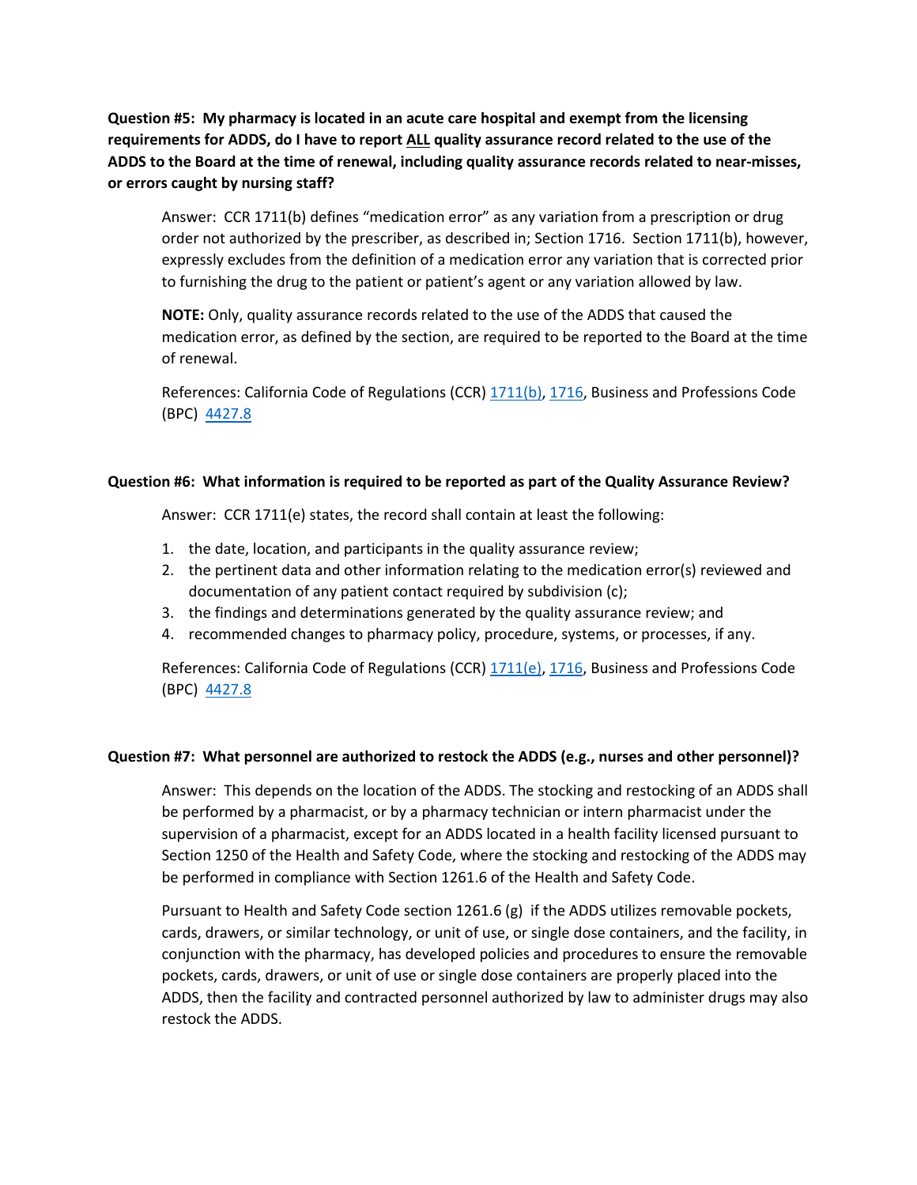**Question #5: My pharmacy is located in an acute care hospital and exempt from the licensing requirements for ADDS, do I have to report ALL quality assurance record related to the use of the ADDS to the Board at the time of renewal, including quality assurance records related to near-misses, or errors caught by nursing staff?**

Answer: CCR 1711(b) defines "medication error" as any variation from a prescription or drug order not authorized by the prescriber, as described in; Section 1716. Section 1711(b), however, expressly excludes from the definition of a medication error any variation that is corrected prior to furnishing the drug to the patient or patient's agent or any variation allowed by law.

**NOTE:** Only, quality assurance records related to the use of the ADDS that caused the medication error, as defined by the section, are required to be reported to the Board at the time of renewal.

References: California Code of Regulations (CCR) 1711(b), 1716, Business and Professions Code (BPC) 4427.8

**Question #6: What information is required to be reported as part of the Quality Assurance Review?**

Answer: CCR 1711(e) states, the record shall contain at least the following:

1. the date, location, and participants in the quality assurance review;
2. the pertinent data and other information relating to the medication error(s) reviewed and documentation of any patient contact required by subdivision (c);
3. the findings and determinations generated by the quality assurance review; and
4. recommended changes to pharmacy policy, procedure, systems, or processes, if any.

References: California Code of Regulations (CCR) 1711(e), 1716, Business and Professions Code (BPC) 4427.8

**Question #7: What personnel are authorized to restock the ADDS (e.g., nurses and other personnel)?**

Answer: This depends on the location of the ADDS. The stocking and restocking of an ADDS shall be performed by a pharmacist, or by a pharmacy technician or intern pharmacist under the supervision of a pharmacist, except for an ADDS located in a health facility licensed pursuant to Section 1250 of the Health and Safety Code, where the stocking and restocking of the ADDS may be performed in compliance with Section 1261.6 of the Health and Safety Code.

Pursuant to Health and Safety Code section 1261.6 (g) if the ADDS utilizes removable pockets, cards, drawers, or similar technology, or unit of use, or single dose containers, and the facility, in conjunction with the pharmacy, has developed policies and procedures to ensure the removable pockets, cards, drawers, or unit of use or single dose containers are properly placed into the ADDS, then the facility and contracted personnel authorized by law to administer drugs may also restock the ADDS.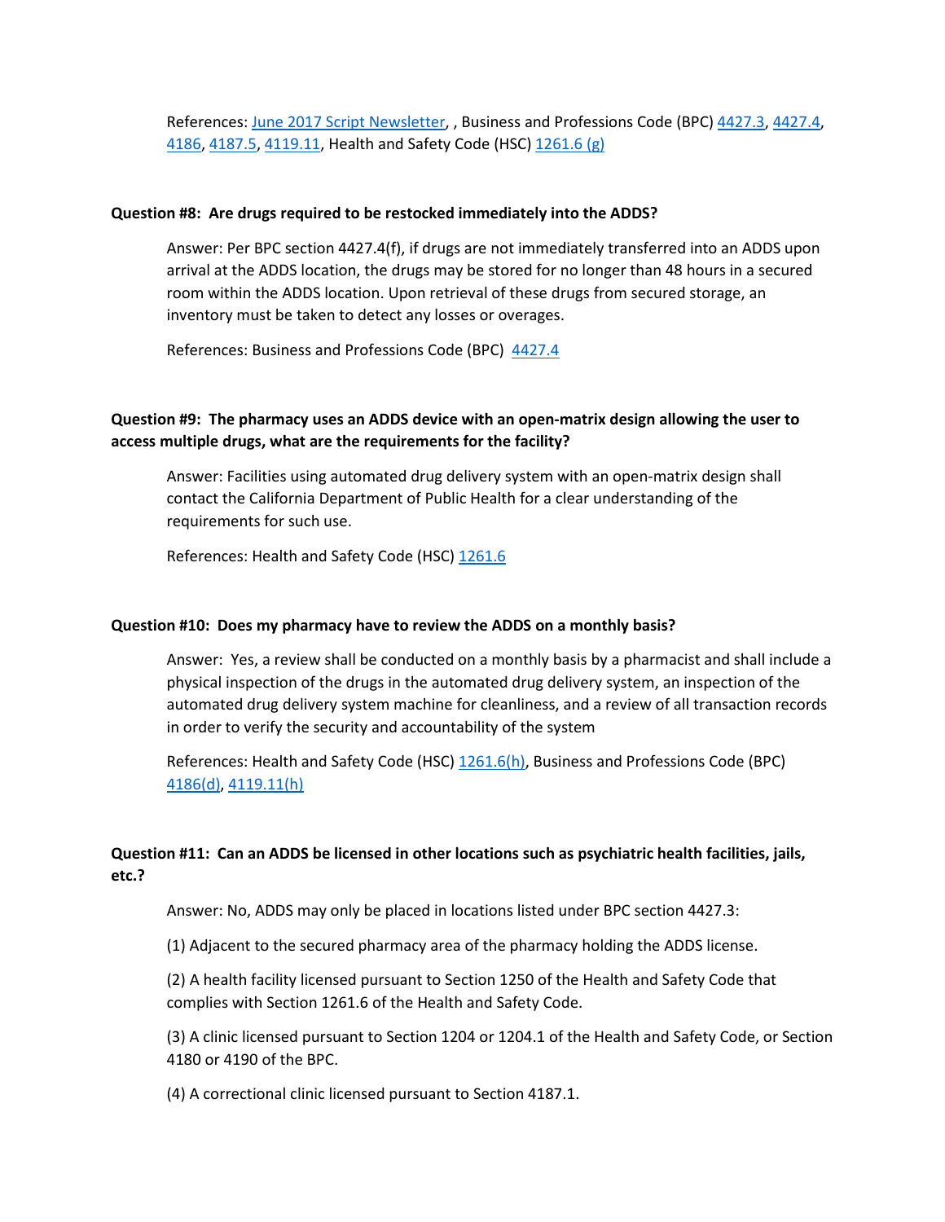References: June 2017 Script Newsletter, , Business and Professions Code (BPC) 4427.3, 4427.4, 4186, 4187.5, 4119.11, Health and Safety Code (HSC) 1261.6 (g)

**Question #8: Are drugs required to be restocked immediately into the ADDS?**

Answer: Per BPC section 4427.4(f), if drugs are not immediately transferred into an ADDS upon arrival at the ADDS location, the drugs may be stored for no longer than 48 hours in a secured room within the ADDS location. Upon retrieval of these drugs from secured storage, an inventory must be taken to detect any losses or overages.

References: Business and Professions Code (BPC) 4427.4

**Question #9: The pharmacy uses an ADDS device with an open-matrix design allowing the user to access multiple drugs, what are the requirements for the facility?**

Answer: Facilities using automated drug delivery system with an open-matrix design shall contact the California Department of Public Health for a clear understanding of the requirements for such use.

References: Health and Safety Code (HSC) 1261.6

**Question #10: Does my pharmacy have to review the ADDS on a monthly basis?**

Answer: Yes, a review shall be conducted on a monthly basis by a pharmacist and shall include a physical inspection of the drugs in the automated drug delivery system, an inspection of the automated drug delivery system machine for cleanliness, and a review of all transaction records in order to verify the security and accountability of the system

References: Health and Safety Code (HSC) 1261.6(h), Business and Professions Code (BPC) 4186(d), 4119.11(h)

**Question #11: Can an ADDS be licensed in other locations such as psychiatric health facilities, jails, etc.?**

Answer: No, ADDS may only be placed in locations listed under BPC section 4427.3:

(1) Adjacent to the secured pharmacy area of the pharmacy holding the ADDS license.

(2) A health facility licensed pursuant to Section 1250 of the Health and Safety Code that complies with Section 1261.6 of the Health and Safety Code.

(3) A clinic licensed pursuant to Section 1204 or 1204.1 of the Health and Safety Code, or Section 4180 or 4190 of the BPC.

(4) A correctional clinic licensed pursuant to Section 4187.1.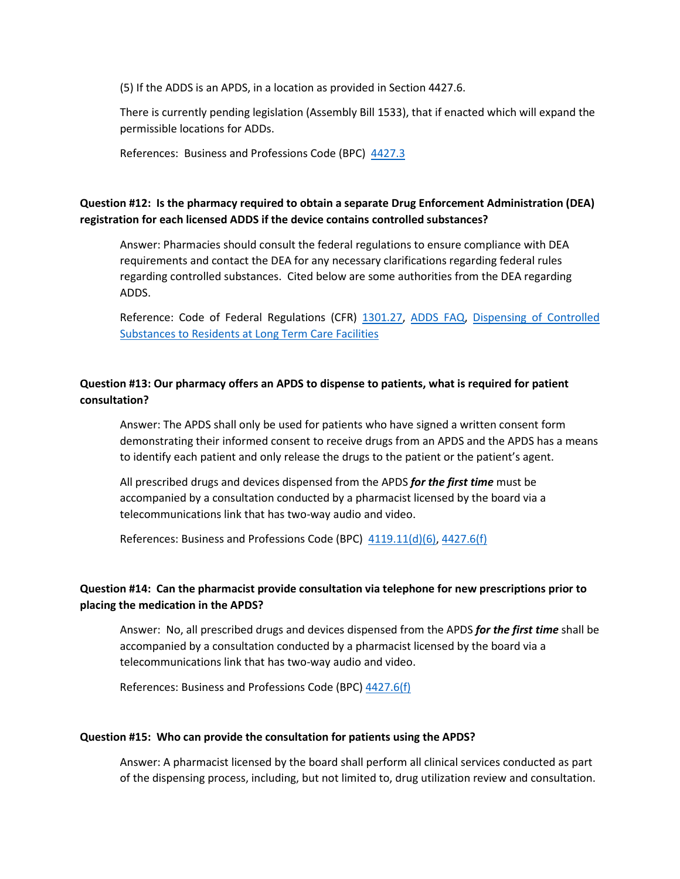(5) If the ADDS is an APDS, in a location as provided in Section 4427.6.

There is currently pending legislation (Assembly Bill 1533), that if enacted which will expand the permissible locations for ADDs.

References: Business and Professions Code (BPC) [4427.3]

**Question #12: Is the pharmacy required to obtain a separate Drug Enforcement Administration (DEA) registration for each licensed ADDS if the device contains controlled substances?**

Answer: Pharmacies should consult the federal regulations to ensure compliance with DEA requirements and contact the DEA for any necessary clarifications regarding federal rules regarding controlled substances. Cited below are some authorities from the DEA regarding ADDS.

Reference: Code of Federal Regulations (CFR) 1301.27, ADDS FAQ, Dispensing of Controlled Substances to Residents at Long Term Care Facilities

**Question #13: Our pharmacy offers an APDS to dispense to patients, what is required for patient consultation?**

Answer: The APDS shall only be used for patients who have signed a written consent form demonstrating their informed consent to receive drugs from an APDS and the APDS has a means to identify each patient and only release the drugs to the patient or the patient's agent.

All prescribed drugs and devices dispensed from the APDS ***for the first time*** must be accompanied by a consultation conducted by a pharmacist licensed by the board via a telecommunications link that has two-way audio and video.

References: Business and Professions Code (BPC) 4119.11(d)(6), 4427.6(f)

**Question #14: Can the pharmacist provide consultation via telephone for new prescriptions prior to placing the medication in the APDS?**

Answer: No, all prescribed drugs and devices dispensed from the APDS ***for the first time*** shall be accompanied by a consultation conducted by a pharmacist licensed by the board via a telecommunications link that has two-way audio and video.

References: Business and Professions Code (BPC) 4427.6(f)

**Question #15: Who can provide the consultation for patients using the APDS?**

Answer: A pharmacist licensed by the board shall perform all clinical services conducted as part of the dispensing process, including, but not limited to, drug utilization review and consultation.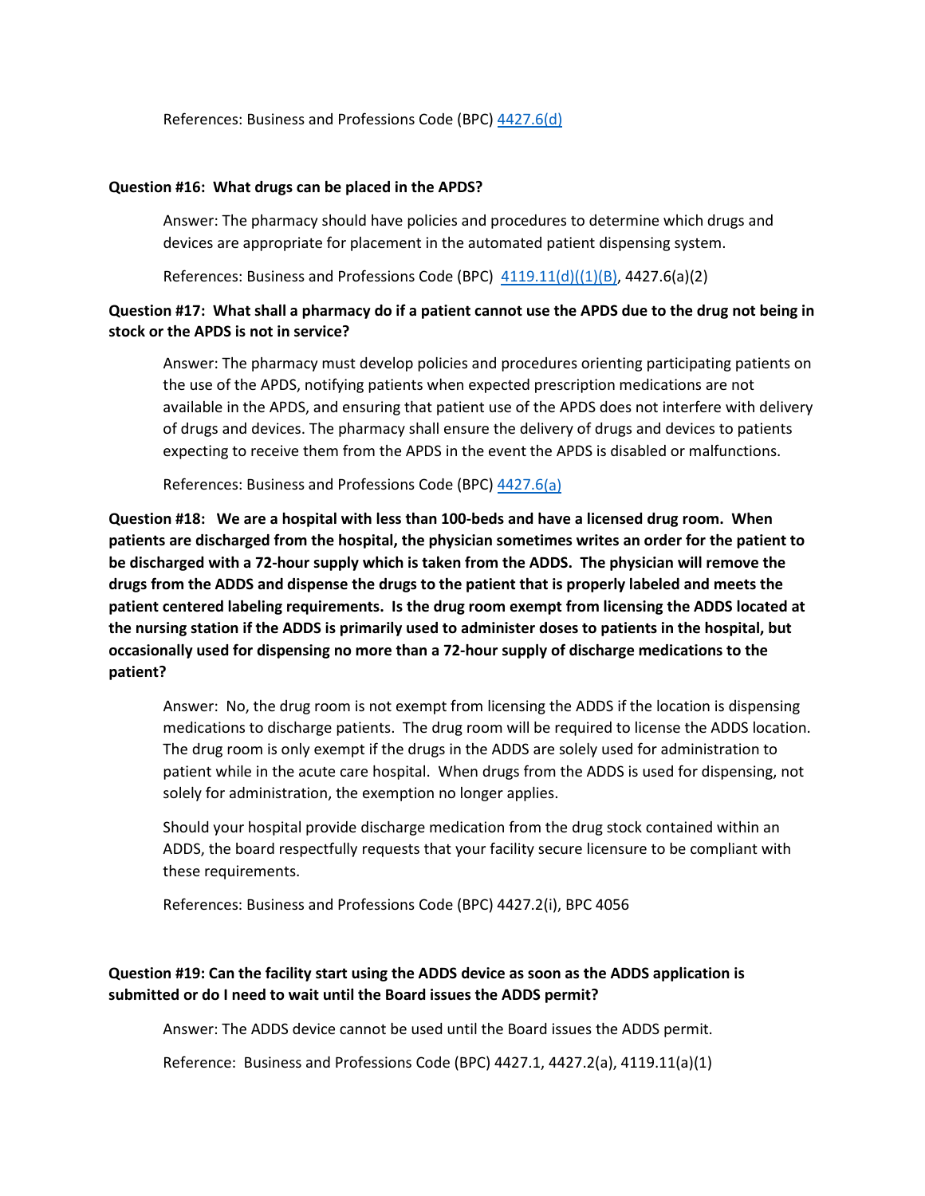References: Business and Professions Code (BPC) 4427.6(d)

**Question #16: What drugs can be placed in the APDS?**

Answer: The pharmacy should have policies and procedures to determine which drugs and devices are appropriate for placement in the automated patient dispensing system.

References: Business and Professions Code (BPC) 4119.11(d)((1)(B), 4427.6(a)(2)

**Question #17: What shall a pharmacy do if a patient cannot use the APDS due to the drug not being in stock or the APDS is not in service?**

Answer: The pharmacy must develop policies and procedures orienting participating patients on the use of the APDS, notifying patients when expected prescription medications are not available in the APDS, and ensuring that patient use of the APDS does not interfere with delivery of drugs and devices. The pharmacy shall ensure the delivery of drugs and devices to patients expecting to receive them from the APDS in the event the APDS is disabled or malfunctions.

References: Business and Professions Code (BPC) 4427.6(a)

**Question #18: We are a hospital with less than 100-beds and have a licensed drug room. When patients are discharged from the hospital, the physician sometimes writes an order for the patient to be discharged with a 72-hour supply which is taken from the ADDS. The physician will remove the drugs from the ADDS and dispense the drugs to the patient that is properly labeled and meets the patient centered labeling requirements. Is the drug room exempt from licensing the ADDS located at the nursing station if the ADDS is primarily used to administer doses to patients in the hospital, but occasionally used for dispensing no more than a 72-hour supply of discharge medications to the patient?**

Answer: No, the drug room is not exempt from licensing the ADDS if the location is dispensing medications to discharge patients. The drug room will be required to license the ADDS location. The drug room is only exempt if the drugs in the ADDS are solely used for administration to patient while in the acute care hospital. When drugs from the ADDS is used for dispensing, not solely for administration, the exemption no longer applies.

Should your hospital provide discharge medication from the drug stock contained within an ADDS, the board respectfully requests that your facility secure licensure to be compliant with these requirements.

References: Business and Professions Code (BPC) 4427.2(i), BPC 4056

**Question #19: Can the facility start using the ADDS device as soon as the ADDS application is submitted or do I need to wait until the Board issues the ADDS permit?**

Answer: The ADDS device cannot be used until the Board issues the ADDS permit.

Reference: Business and Professions Code (BPC) 4427.1, 4427.2(a), 4119.11(a)(1)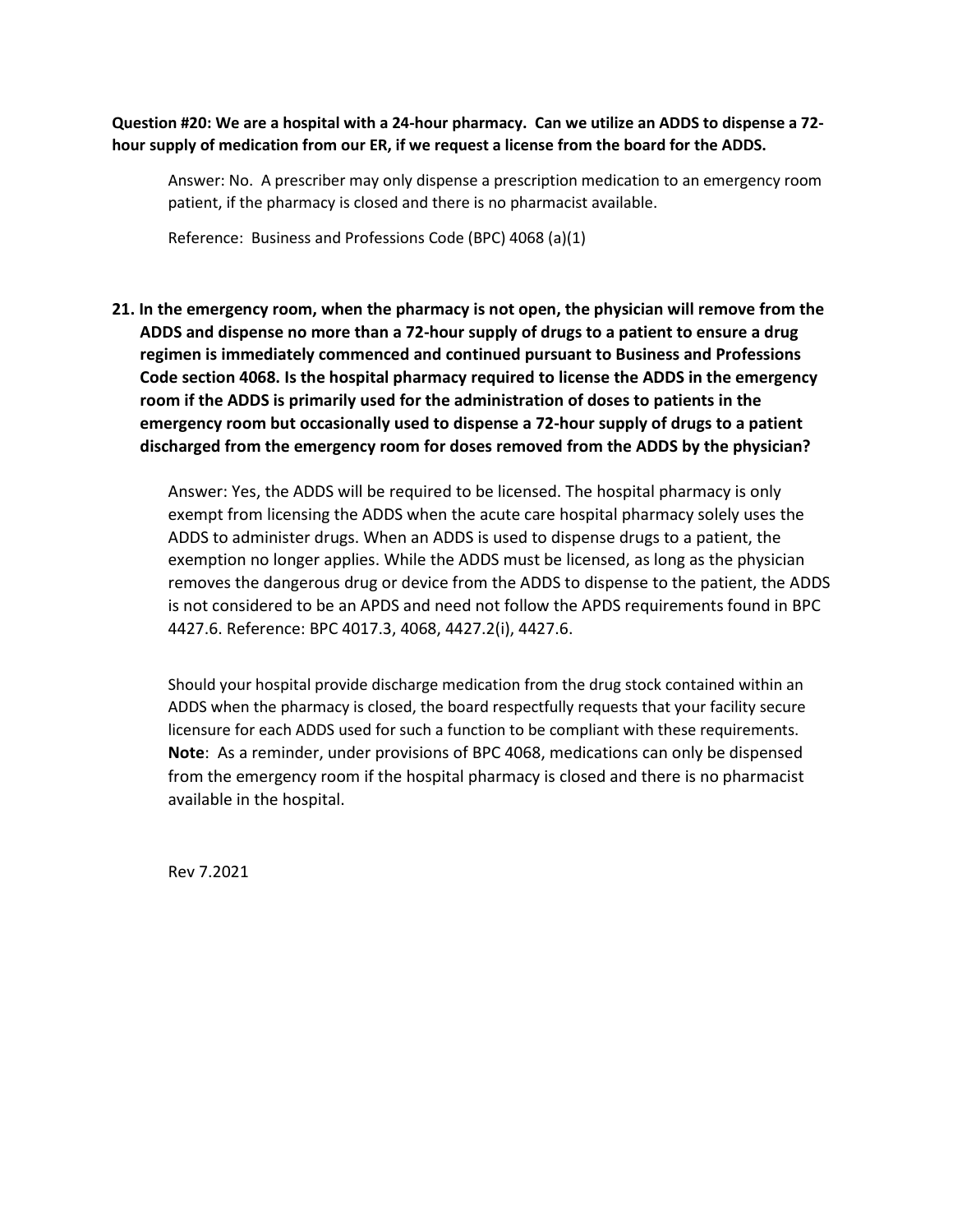**Question #20: We are a hospital with a 24-hour pharmacy. Can we utilize an ADDS to dispense a 72-hour supply of medication from our ER, if we request a license from the board for the ADDS.**

Answer: No. A prescriber may only dispense a prescription medication to an emergency room patient, if the pharmacy is closed and there is no pharmacist available.

Reference: Business and Professions Code (BPC) 4068 (a)(1)

**21. In the emergency room, when the pharmacy is not open, the physician will remove from the ADDS and dispense no more than a 72-hour supply of drugs to a patient to ensure a drug regimen is immediately commenced and continued pursuant to Business and Professions Code section 4068. Is the hospital pharmacy required to license the ADDS in the emergency room if the ADDS is primarily used for the administration of doses to patients in the emergency room but occasionally used to dispense a 72-hour supply of drugs to a patient discharged from the emergency room for doses removed from the ADDS by the physician?**

Answer: Yes, the ADDS will be required to be licensed. The hospital pharmacy is only exempt from licensing the ADDS when the acute care hospital pharmacy solely uses the ADDS to administer drugs. When an ADDS is used to dispense drugs to a patient, the exemption no longer applies. While the ADDS must be licensed, as long as the physician removes the dangerous drug or device from the ADDS to dispense to the patient, the ADDS is not considered to be an APDS and need not follow the APDS requirements found in BPC 4427.6. Reference: BPC 4017.3, 4068, 4427.2(i), 4427.6.

Should your hospital provide discharge medication from the drug stock contained within an ADDS when the pharmacy is closed, the board respectfully requests that your facility secure licensure for each ADDS used for such a function to be compliant with these requirements. **Note**: As a reminder, under provisions of BPC 4068, medications can only be dispensed from the emergency room if the hospital pharmacy is closed and there is no pharmacist available in the hospital.

Rev 7.2021